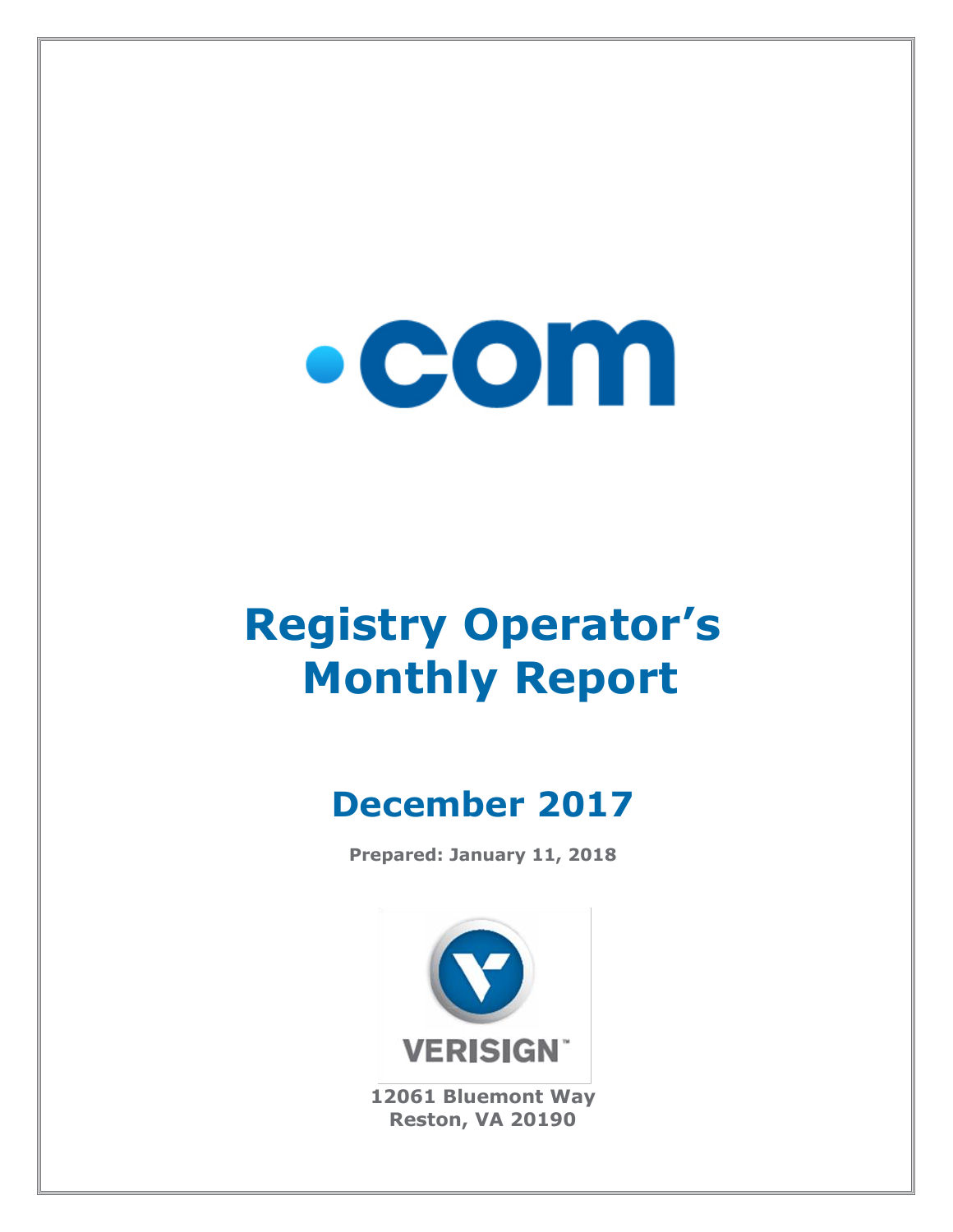.com

# Registry Operator's Monthly Report

## December 2017

**Prepared: January 11, 2018**

VERISIGN

**12061 Bluemont Way**
**Reston, VA 20190**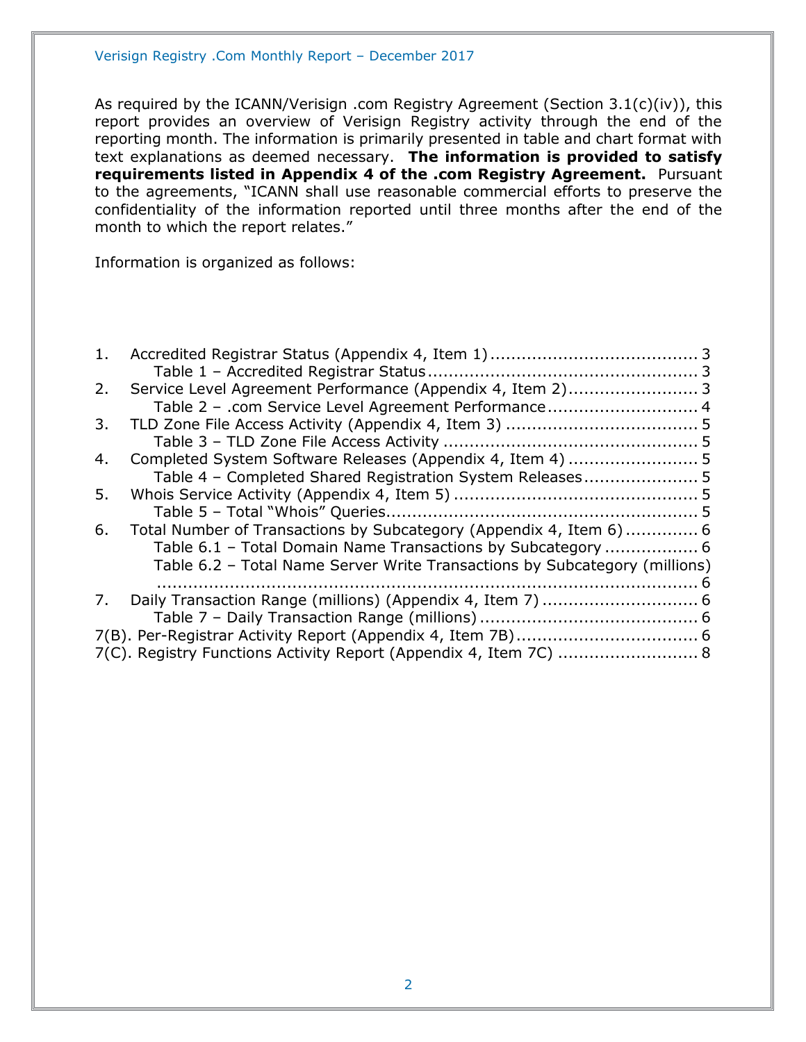As required by the ICANN/Verisign .com Registry Agreement (Section 3.1(c)(iv)), this report provides an overview of Verisign Registry activity through the end of the reporting month. The information is primarily presented in table and chart format with text explanations as deemed necessary. **The information is provided to satisfy requirements listed in Appendix 4 of the .com Registry Agreement.** Pursuant to the agreements, "ICANN shall use reasonable commercial efforts to preserve the confidentiality of the information reported until three months after the end of the month to which the report relates."

Information is organized as follows:

1. Accredited Registrar Status (Appendix 4, Item 1) ........................................ 3
   - Table 1 – Accredited Registrar Status .................................................... 3
2. Service Level Agreement Performance (Appendix 4, Item 2)......................... 3
   - Table 2 – .com Service Level Agreement Performance ............................. 4
3. TLD Zone File Access Activity (Appendix 4, Item 3) ..................................... 5
   - Table 3 – TLD Zone File Access Activity ................................................. 5
4. Completed System Software Releases (Appendix 4, Item 4) ......................... 5
   - Table 4 – Completed Shared Registration System Releases...................... 5
5. Whois Service Activity (Appendix 4, Item 5) ............................................... 5
   - Table 5 – Total "Whois" Queries............................................................ 5
6. Total Number of Transactions by Subcategory (Appendix 4, Item 6) .............. 6
   - Table 6.1 – Total Domain Name Transactions by Subcategory .................. 6
   - Table 6.2 – Total Name Server Write Transactions by Subcategory (millions) ........................................................................................... 6
7. Daily Transaction Range (millions) (Appendix 4, Item 7) .............................. 6
   - Table 7 – Daily Transaction Range (millions) .......................................... 6

7(B). Per-Registrar Activity Report (Appendix 4, Item 7B)................................... 6

7(C). Registry Functions Activity Report (Appendix 4, Item 7C) ........................... 8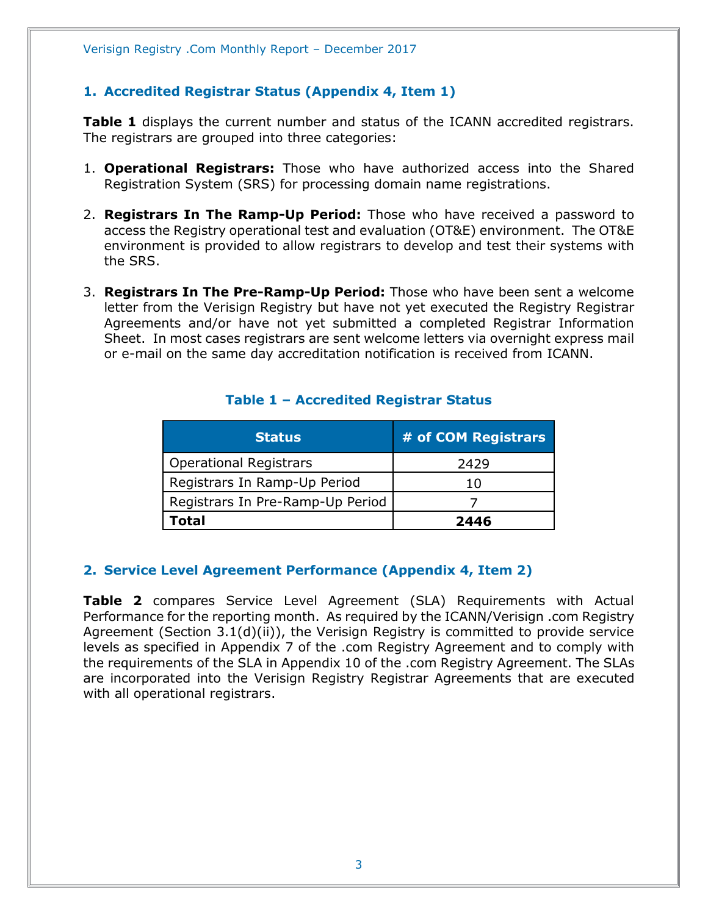## 1. Accredited Registrar Status (Appendix 4, Item 1)

**Table 1** displays the current number and status of the ICANN accredited registrars. The registrars are grouped into three categories:

1. **Operational Registrars:** Those who have authorized access into the Shared Registration System (SRS) for processing domain name registrations.

2. **Registrars In The Ramp-Up Period:** Those who have received a password to access the Registry operational test and evaluation (OT&E) environment. The OT&E environment is provided to allow registrars to develop and test their systems with the SRS.

3. **Registrars In The Pre-Ramp-Up Period:** Those who have been sent a welcome letter from the Verisign Registry but have not yet executed the Registry Registrar Agreements and/or have not yet submitted a completed Registrar Information Sheet. In most cases registrars are sent welcome letters via overnight express mail or e-mail on the same day accreditation notification is received from ICANN.

**Table 1 – Accredited Registrar Status**

| Status | # of COM Registrars |
|---|---|
| Operational Registrars | 2429 |
| Registrars In Ramp-Up Period | 10 |
| Registrars In Pre-Ramp-Up Period | 7 |
| **Total** | **2446** |

## 2. Service Level Agreement Performance (Appendix 4, Item 2)

**Table 2** compares Service Level Agreement (SLA) Requirements with Actual Performance for the reporting month. As required by the ICANN/Verisign .com Registry Agreement (Section 3.1(d)(ii)), the Verisign Registry is committed to provide service levels as specified in Appendix 7 of the .com Registry Agreement and to comply with the requirements of the SLA in Appendix 10 of the .com Registry Agreement. The SLAs are incorporated into the Verisign Registry Registrar Agreements that are executed with all operational registrars.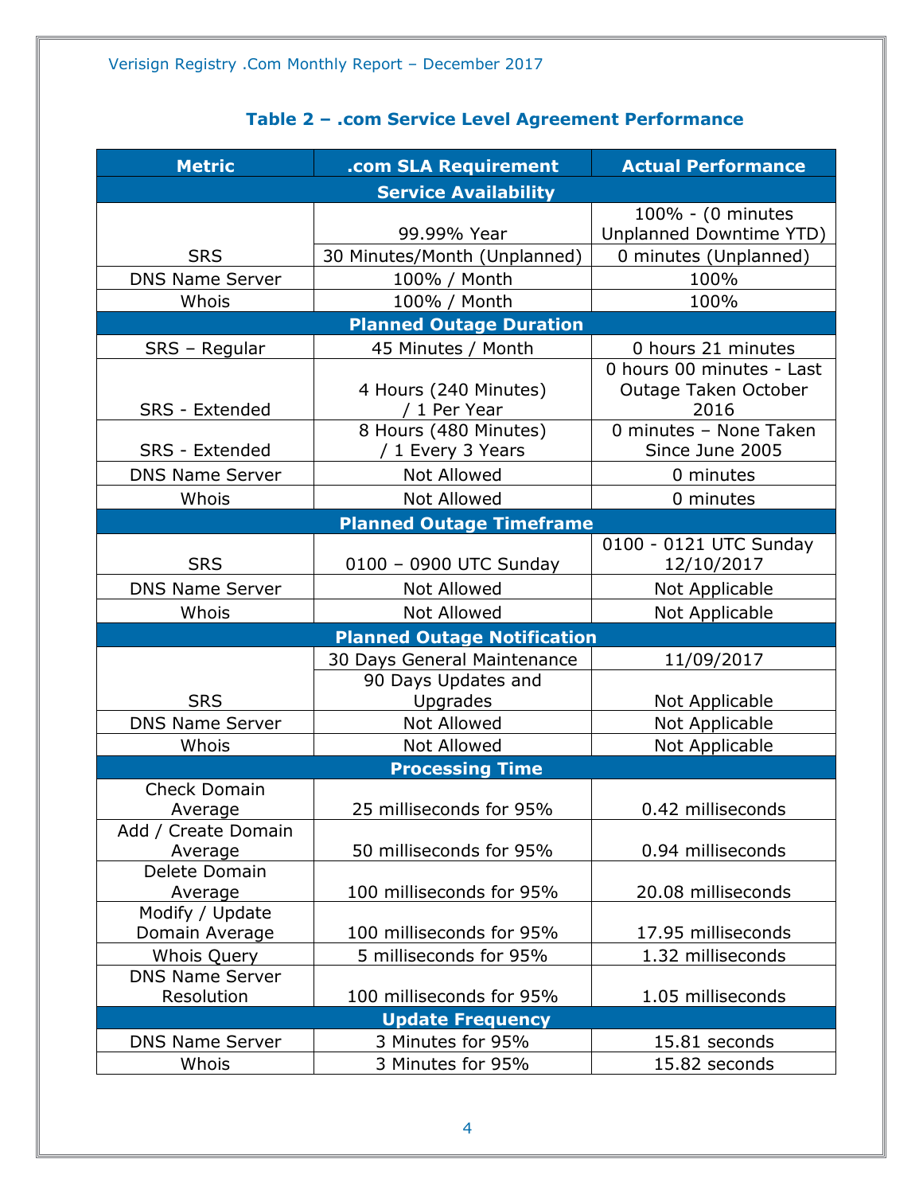### Table 2 – .com Service Level Agreement Performance

| Metric | .com SLA Requirement | Actual Performance |
|---|---|---|
| **Service Availability** | | |
| SRS | 99.99% Year | 100% - (0 minutes Unplanned Downtime YTD) |
| | 30 Minutes/Month (Unplanned) | 0 minutes (Unplanned) |
| DNS Name Server | 100% / Month | 100% |
| Whois | 100% / Month | 100% |
| **Planned Outage Duration** | | |
| SRS – Regular | 45 Minutes / Month | 0 hours 21 minutes |
| SRS - Extended | 4 Hours (240 Minutes) / 1 Per Year | 0 hours 00 minutes - Last Outage Taken October 2016 |
| SRS - Extended | 8 Hours (480 Minutes) / 1 Every 3 Years | 0 minutes – None Taken Since June 2005 |
| DNS Name Server | Not Allowed | 0 minutes |
| Whois | Not Allowed | 0 minutes |
| **Planned Outage Timeframe** | | |
| SRS | 0100 – 0900 UTC Sunday | 0100 - 0121 UTC Sunday 12/10/2017 |
| DNS Name Server | Not Allowed | Not Applicable |
| Whois | Not Allowed | Not Applicable |
| **Planned Outage Notification** | | |
| SRS | 30 Days General Maintenance | 11/09/2017 |
| | 90 Days Updates and Upgrades | Not Applicable |
| DNS Name Server | Not Allowed | Not Applicable |
| Whois | Not Allowed | Not Applicable |
| **Processing Time** | | |
| Check Domain Average | 25 milliseconds for 95% | 0.42 milliseconds |
| Add / Create Domain Average | 50 milliseconds for 95% | 0.94 milliseconds |
| Delete Domain Average | 100 milliseconds for 95% | 20.08 milliseconds |
| Modify / Update Domain Average | 100 milliseconds for 95% | 17.95 milliseconds |
| Whois Query | 5 milliseconds for 95% | 1.32 milliseconds |
| DNS Name Server Resolution | 100 milliseconds for 95% | 1.05 milliseconds |
| **Update Frequency** | | |
| DNS Name Server | 3 Minutes for 95% | 15.81 seconds |
| Whois | 3 Minutes for 95% | 15.82 seconds |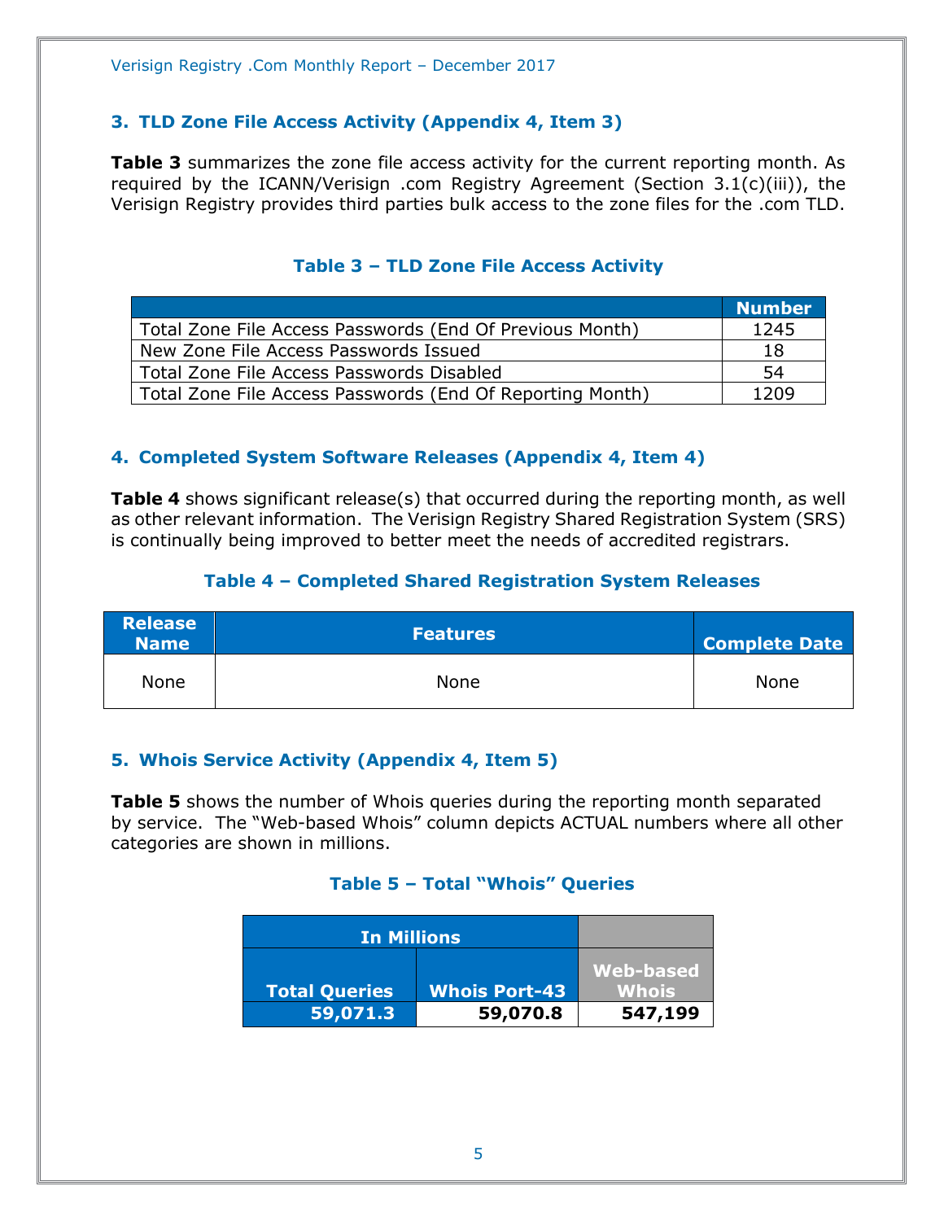## 3. TLD Zone File Access Activity (Appendix 4, Item 3)

**Table 3** summarizes the zone file access activity for the current reporting month. As required by the ICANN/Verisign .com Registry Agreement (Section 3.1(c)(iii)), the Verisign Registry provides third parties bulk access to the zone files for the .com TLD.

### Table 3 – TLD Zone File Access Activity

| | Number |
|---|---|
| Total Zone File Access Passwords (End Of Previous Month) | 1245 |
| New Zone File Access Passwords Issued | 18 |
| Total Zone File Access Passwords Disabled | 54 |
| Total Zone File Access Passwords (End Of Reporting Month) | 1209 |

## 4. Completed System Software Releases (Appendix 4, Item 4)

**Table 4** shows significant release(s) that occurred during the reporting month, as well as other relevant information. The Verisign Registry Shared Registration System (SRS) is continually being improved to better meet the needs of accredited registrars.

### Table 4 – Completed Shared Registration System Releases

| Release Name | Features | Complete Date |
|---|---|---|
| None | None | None |

## 5. Whois Service Activity (Appendix 4, Item 5)

**Table 5** shows the number of Whois queries during the reporting month separated by service. The "Web-based Whois" column depicts ACTUAL numbers where all other categories are shown in millions.

### Table 5 – Total "Whois" Queries

| In Millions | | |
|---|---|---|
| **Total Queries** | **Whois Port-43** | **Web-based Whois** |
| **59,071.3** | **59,070.8** | **547,199** |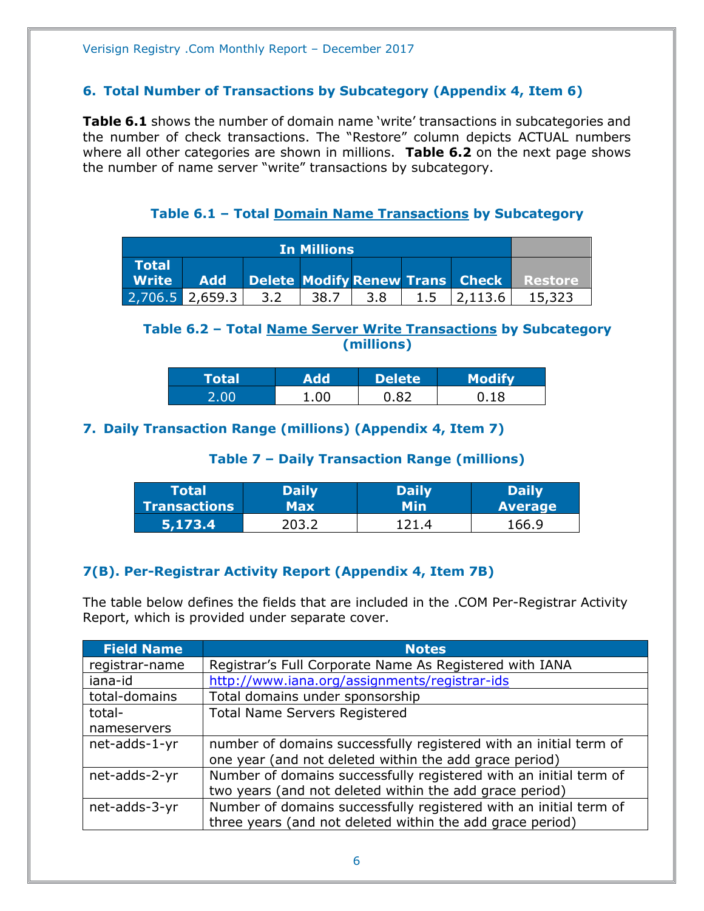## 6. Total Number of Transactions by Subcategory (Appendix 4, Item 6)

**Table 6.1** shows the number of domain name 'write' transactions in subcategories and the number of check transactions. The "Restore" column depicts ACTUAL numbers where all other categories are shown in millions. **Table 6.2** on the next page shows the number of name server "write" transactions by subcategory.

### Table 6.1 – Total Domain Name Transactions by Subcategory

| In Millions | | | | | | | |
|---|---|---|---|---|---|---|---|
| Total Write | Add | Delete | Modify | Renew | Trans | Check | Restore |
| 2,706.5 | 2,659.3 | 3.2 | 38.7 | 3.8 | 1.5 | 2,113.6 | 15,323 |

### Table 6.2 – Total Name Server Write Transactions by Subcategory (millions)

| Total | Add | Delete | Modify |
|---|---|---|---|
| 2.00 | 1.00 | 0.82 | 0.18 |

## 7. Daily Transaction Range (millions) (Appendix 4, Item 7)

### Table 7 – Daily Transaction Range (millions)

| Total Transactions | Daily Max | Daily Min | Daily Average |
|---|---|---|---|
| **5,173.4** | 203.2 | 121.4 | 166.9 |

## 7(B). Per-Registrar Activity Report (Appendix 4, Item 7B)

The table below defines the fields that are included in the .COM Per-Registrar Activity Report, which is provided under separate cover.

| Field Name | Notes |
|---|---|
| registrar-name | Registrar's Full Corporate Name As Registered with IANA |
| iana-id | http://www.iana.org/assignments/registrar-ids |
| total-domains | Total domains under sponsorship |
| total-nameservers | Total Name Servers Registered |
| net-adds-1-yr | number of domains successfully registered with an initial term of one year (and not deleted within the add grace period) |
| net-adds-2-yr | Number of domains successfully registered with an initial term of two years (and not deleted within the add grace period) |
| net-adds-3-yr | Number of domains successfully registered with an initial term of three years (and not deleted within the add grace period) |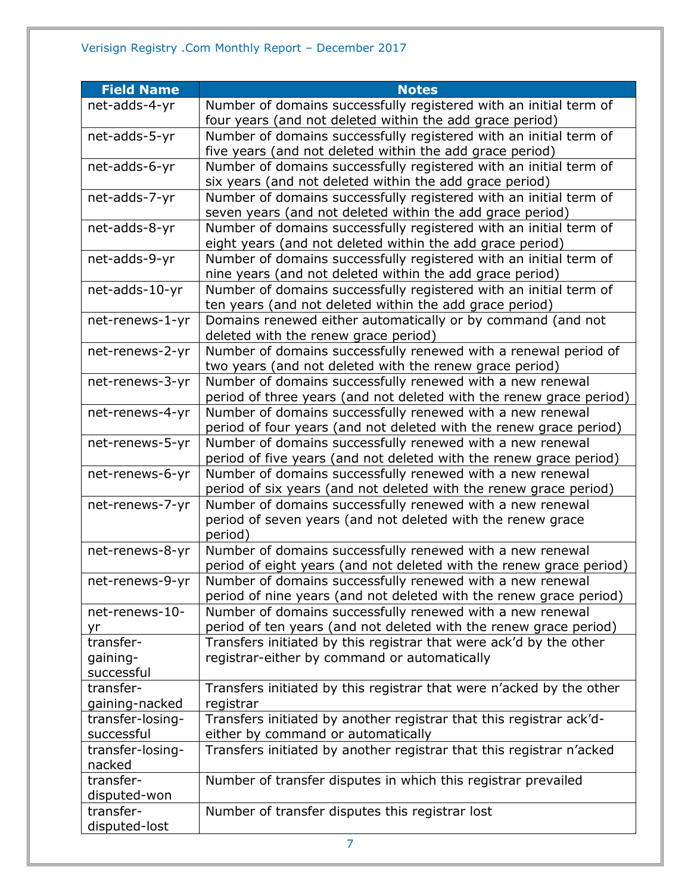| Field Name | Notes |
|---|---|
| net-adds-4-yr | Number of domains successfully registered with an initial term of four years (and not deleted within the add grace period) |
| net-adds-5-yr | Number of domains successfully registered with an initial term of five years (and not deleted within the add grace period) |
| net-adds-6-yr | Number of domains successfully registered with an initial term of six years (and not deleted within the add grace period) |
| net-adds-7-yr | Number of domains successfully registered with an initial term of seven years (and not deleted within the add grace period) |
| net-adds-8-yr | Number of domains successfully registered with an initial term of eight years (and not deleted within the add grace period) |
| net-adds-9-yr | Number of domains successfully registered with an initial term of nine years (and not deleted within the add grace period) |
| net-adds-10-yr | Number of domains successfully registered with an initial term of ten years (and not deleted within the add grace period) |
| net-renews-1-yr | Domains renewed either automatically or by command (and not deleted with the renew grace period) |
| net-renews-2-yr | Number of domains successfully renewed with a renewal period of two years (and not deleted with the renew grace period) |
| net-renews-3-yr | Number of domains successfully renewed with a new renewal period of three years (and not deleted with the renew grace period) |
| net-renews-4-yr | Number of domains successfully renewed with a new renewal period of four years (and not deleted with the renew grace period) |
| net-renews-5-yr | Number of domains successfully renewed with a new renewal period of five years (and not deleted with the renew grace period) |
| net-renews-6-yr | Number of domains successfully renewed with a new renewal period of six years (and not deleted with the renew grace period) |
| net-renews-7-yr | Number of domains successfully renewed with a new renewal period of seven years (and not deleted with the renew grace period) |
| net-renews-8-yr | Number of domains successfully renewed with a new renewal period of eight years (and not deleted with the renew grace period) |
| net-renews-9-yr | Number of domains successfully renewed with a new renewal period of nine years (and not deleted with the renew grace period) |
| net-renews-10-yr | Number of domains successfully renewed with a new renewal period of ten years (and not deleted with the renew grace period) |
| transfer-gaining-successful | Transfers initiated by this registrar that were ack'd by the other registrar-either by command or automatically |
| transfer-gaining-nacked | Transfers initiated by this registrar that were n'acked by the other registrar |
| transfer-losing-successful | Transfers initiated by another registrar that this registrar ack'd-either by command or automatically |
| transfer-losing-nacked | Transfers initiated by another registrar that this registrar n'acked |
| transfer-disputed-won | Number of transfer disputes in which this registrar prevailed |
| transfer-disputed-lost | Number of transfer disputes this registrar lost |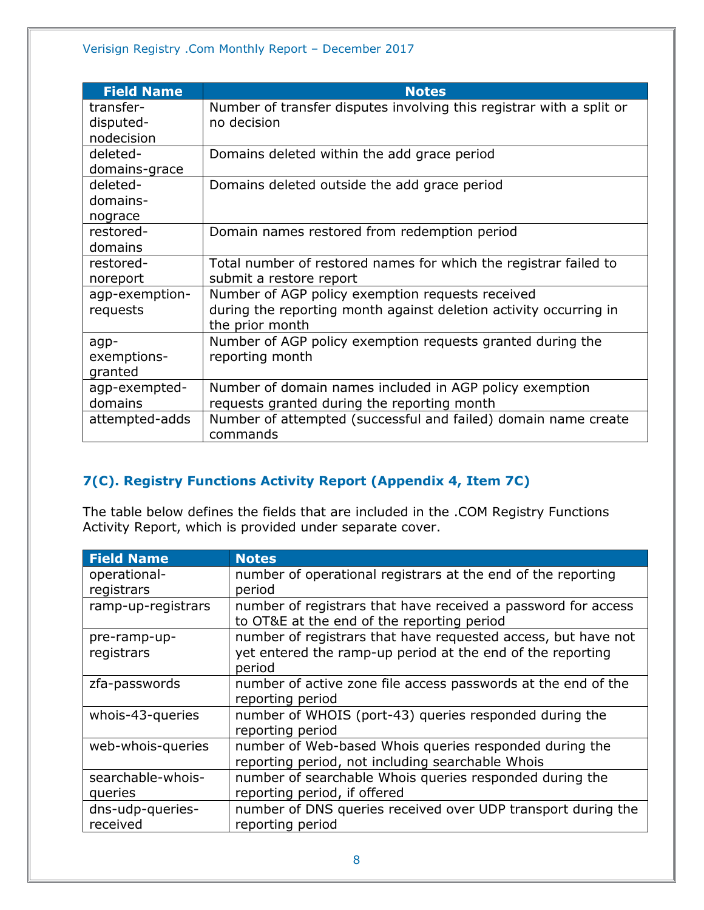| Field Name | Notes |
|---|---|
| transfer-disputed-nodecision | Number of transfer disputes involving this registrar with a split or no decision |
| deleted-domains-grace | Domains deleted within the add grace period |
| deleted-domains-nograce | Domains deleted outside the add grace period |
| restored-domains | Domain names restored from redemption period |
| restored-noreport | Total number of restored names for which the registrar failed to submit a restore report |
| agp-exemption-requests | Number of AGP policy exemption requests received during the reporting month against deletion activity occurring in the prior month |
| agp-exemptions-granted | Number of AGP policy exemption requests granted during the reporting month |
| agp-exempted-domains | Number of domain names included in AGP policy exemption requests granted during the reporting month |
| attempted-adds | Number of attempted (successful and failed) domain name create commands |

## 7(C). Registry Functions Activity Report (Appendix 4, Item 7C)

The table below defines the fields that are included in the .COM Registry Functions Activity Report, which is provided under separate cover.

| Field Name | Notes |
|---|---|
| operational-registrars | number of operational registrars at the end of the reporting period |
| ramp-up-registrars | number of registrars that have received a password for access to OT&E at the end of the reporting period |
| pre-ramp-up-registrars | number of registrars that have requested access, but have not yet entered the ramp-up period at the end of the reporting period |
| zfa-passwords | number of active zone file access passwords at the end of the reporting period |
| whois-43-queries | number of WHOIS (port-43) queries responded during the reporting period |
| web-whois-queries | number of Web-based Whois queries responded during the reporting period, not including searchable Whois |
| searchable-whois-queries | number of searchable Whois queries responded during the reporting period, if offered |
| dns-udp-queries-received | number of DNS queries received over UDP transport during the reporting period |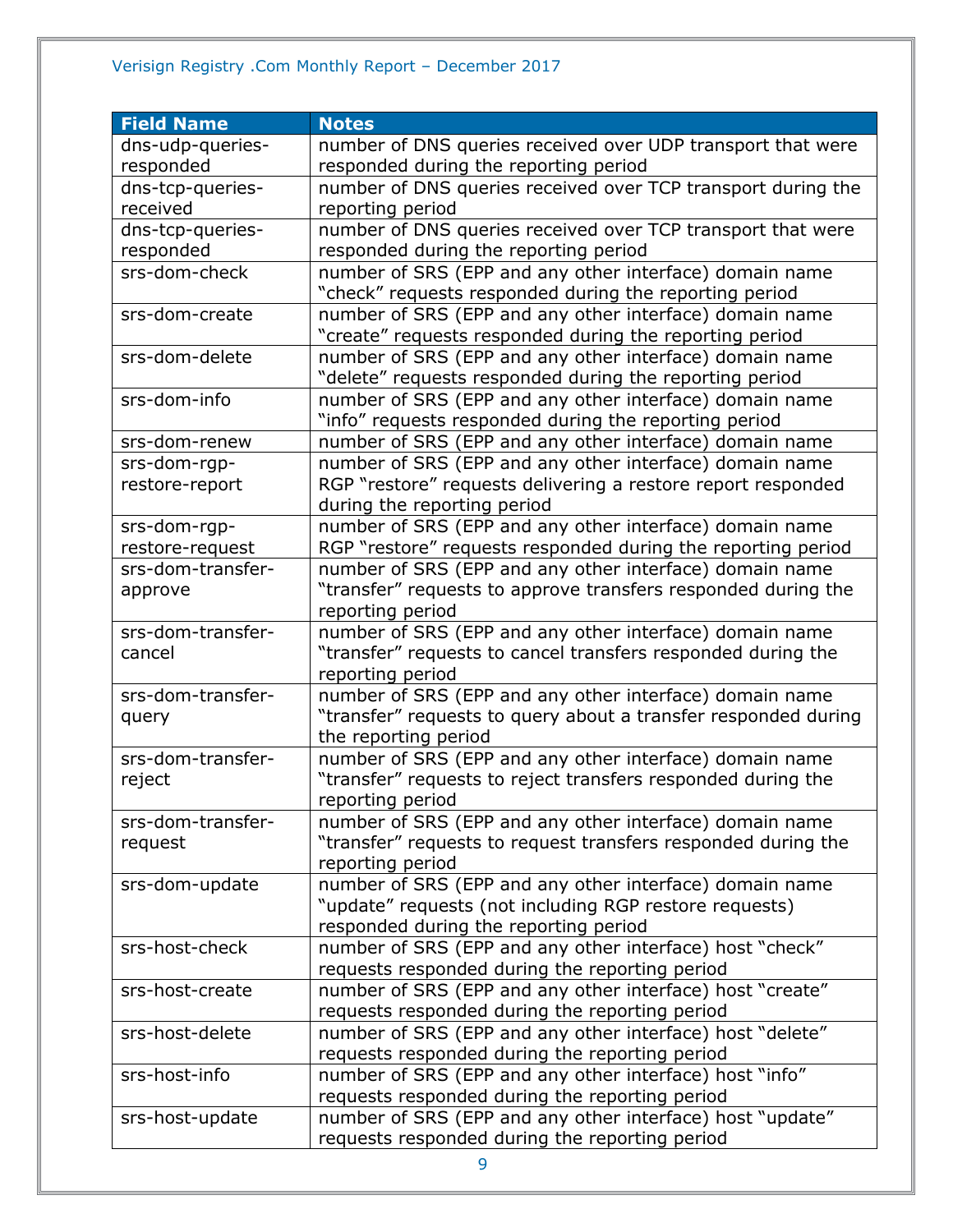| Field Name | Notes |
| --- | --- |
| dns-udp-queries-responded | number of DNS queries received over UDP transport that were responded during the reporting period |
| dns-tcp-queries-received | number of DNS queries received over TCP transport during the reporting period |
| dns-tcp-queries-responded | number of DNS queries received over TCP transport that were responded during the reporting period |
| srs-dom-check | number of SRS (EPP and any other interface) domain name “check” requests responded during the reporting period |
| srs-dom-create | number of SRS (EPP and any other interface) domain name “create” requests responded during the reporting period |
| srs-dom-delete | number of SRS (EPP and any other interface) domain name “delete” requests responded during the reporting period |
| srs-dom-info | number of SRS (EPP and any other interface) domain name “info” requests responded during the reporting period |
| srs-dom-renew | number of SRS (EPP and any other interface) domain name |
| srs-dom-rgp-restore-report | number of SRS (EPP and any other interface) domain name RGP “restore” requests delivering a restore report responded during the reporting period |
| srs-dom-rgp-restore-request | number of SRS (EPP and any other interface) domain name RGP “restore” requests responded during the reporting period |
| srs-dom-transfer-approve | number of SRS (EPP and any other interface) domain name “transfer” requests to approve transfers responded during the reporting period |
| srs-dom-transfer-cancel | number of SRS (EPP and any other interface) domain name “transfer” requests to cancel transfers responded during the reporting period |
| srs-dom-transfer-query | number of SRS (EPP and any other interface) domain name “transfer” requests to query about a transfer responded during the reporting period |
| srs-dom-transfer-reject | number of SRS (EPP and any other interface) domain name “transfer” requests to reject transfers responded during the reporting period |
| srs-dom-transfer-request | number of SRS (EPP and any other interface) domain name “transfer” requests to request transfers responded during the reporting period |
| srs-dom-update | number of SRS (EPP and any other interface) domain name “update” requests (not including RGP restore requests) responded during the reporting period |
| srs-host-check | number of SRS (EPP and any other interface) host “check” requests responded during the reporting period |
| srs-host-create | number of SRS (EPP and any other interface) host “create” requests responded during the reporting period |
| srs-host-delete | number of SRS (EPP and any other interface) host “delete” requests responded during the reporting period |
| srs-host-info | number of SRS (EPP and any other interface) host “info” requests responded during the reporting period |
| srs-host-update | number of SRS (EPP and any other interface) host “update” requests responded during the reporting period |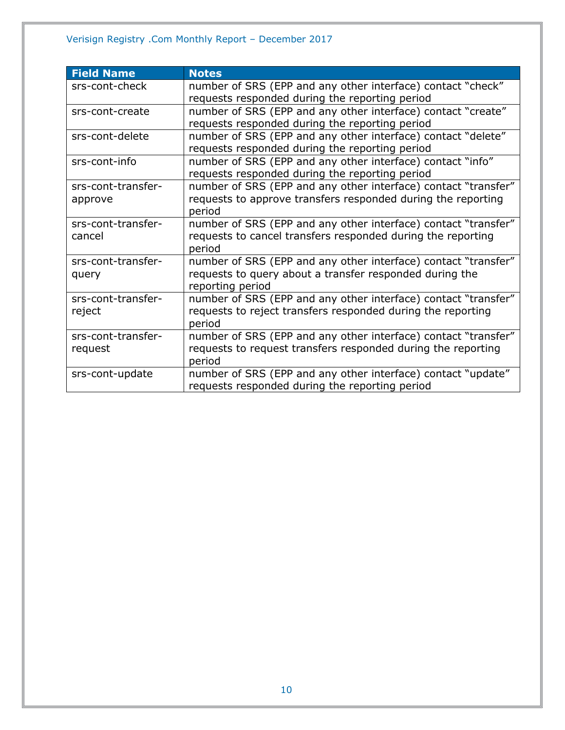| Field Name | Notes |
| --- | --- |
| srs-cont-check | number of SRS (EPP and any other interface) contact “check” requests responded during the reporting period |
| srs-cont-create | number of SRS (EPP and any other interface) contact “create” requests responded during the reporting period |
| srs-cont-delete | number of SRS (EPP and any other interface) contact “delete” requests responded during the reporting period |
| srs-cont-info | number of SRS (EPP and any other interface) contact “info” requests responded during the reporting period |
| srs-cont-transfer-approve | number of SRS (EPP and any other interface) contact “transfer” requests to approve transfers responded during the reporting period |
| srs-cont-transfer-cancel | number of SRS (EPP and any other interface) contact “transfer” requests to cancel transfers responded during the reporting period |
| srs-cont-transfer-query | number of SRS (EPP and any other interface) contact “transfer” requests to query about a transfer responded during the reporting period |
| srs-cont-transfer-reject | number of SRS (EPP and any other interface) contact “transfer” requests to reject transfers responded during the reporting period |
| srs-cont-transfer-request | number of SRS (EPP and any other interface) contact “transfer” requests to request transfers responded during the reporting period |
| srs-cont-update | number of SRS (EPP and any other interface) contact “update” requests responded during the reporting period |